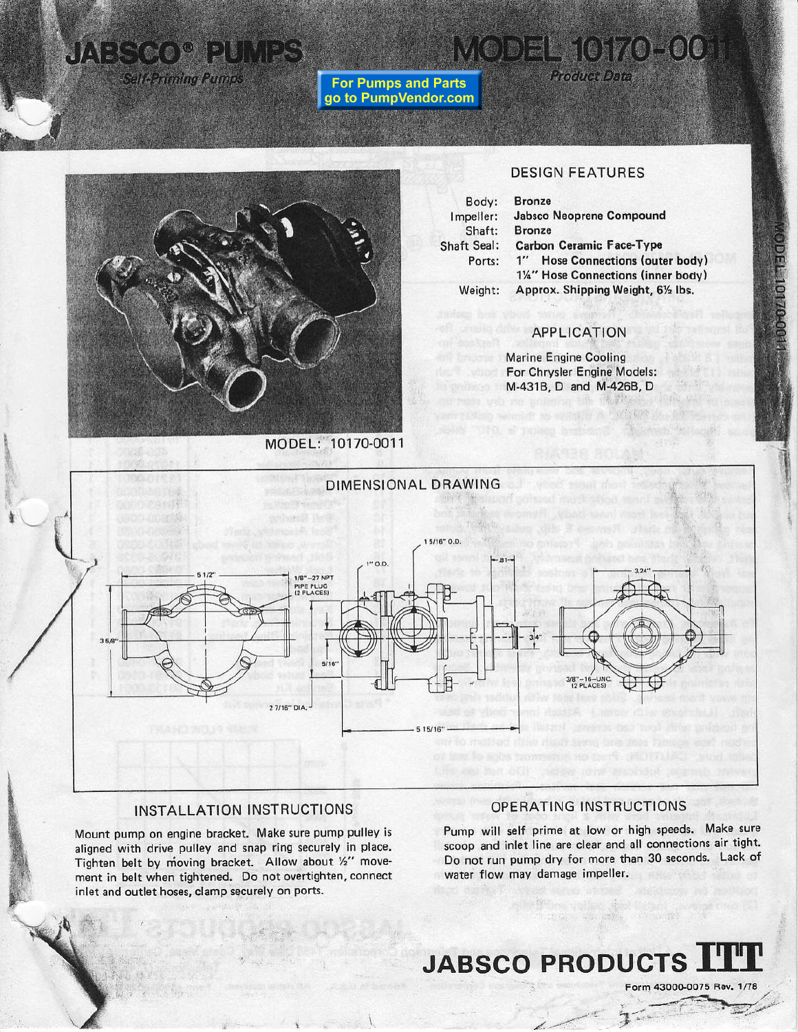# JABSCO® PUMPS

*Self-Priming Pumps*

# MODEL 10170-0011

*Product Data*

For Pumps and Parts go to PumpVendor.com

## DESIGN FEATURES

| | |
|---|---|
| Body: | Bronze |
| Impeller: | Jabsco Neoprene Compound |
| Shaft: | Bronze |
| Shaft Seal: | Carbon Ceramic Face-Type |
| Ports: | 1" Hose Connections (outer body) |
| | 1¼" Hose Connections (inner body) |
| Weight: | Approx. Shipping Weight, 6½ lbs. |

## APPLICATION

Marine Engine Cooling
For Chrysler Engine Models:
M-431B, D and M-426B, D

MODEL: 10170-0011

## DIMENSIONAL DRAWING

5 1/2" — 3 5/8" — 1/8"-27 NPT PIPE PLUG (2 PLACES) — 5/16" — 2 7/16" DIA. — 1" O.D. — 1 5/16" O.D. — .81 — 3/4 — 5 15/16" — 3.24" — 3/8"-16-UNC. (2 PLACES)

## INSTALLATION INSTRUCTIONS

Mount pump on engine bracket. Make sure pump pulley is aligned with drive pulley and snap ring securely in place. Tighten belt by moving bracket. Allow about ½" movement in belt when tightened. Do not overtighten, connect inlet and outlet hoses, clamp securely on ports.

## OPERATING INSTRUCTIONS

Pump will self prime at low or high speeds. Make sure scoop and inlet line are clear and all connections air tight. Do not run pump dry for more than 30 seconds. Lack of water flow may damage impeller.

**JABSCO PRODUCTS ITT**

Form 43000-0075 Rev. 1/78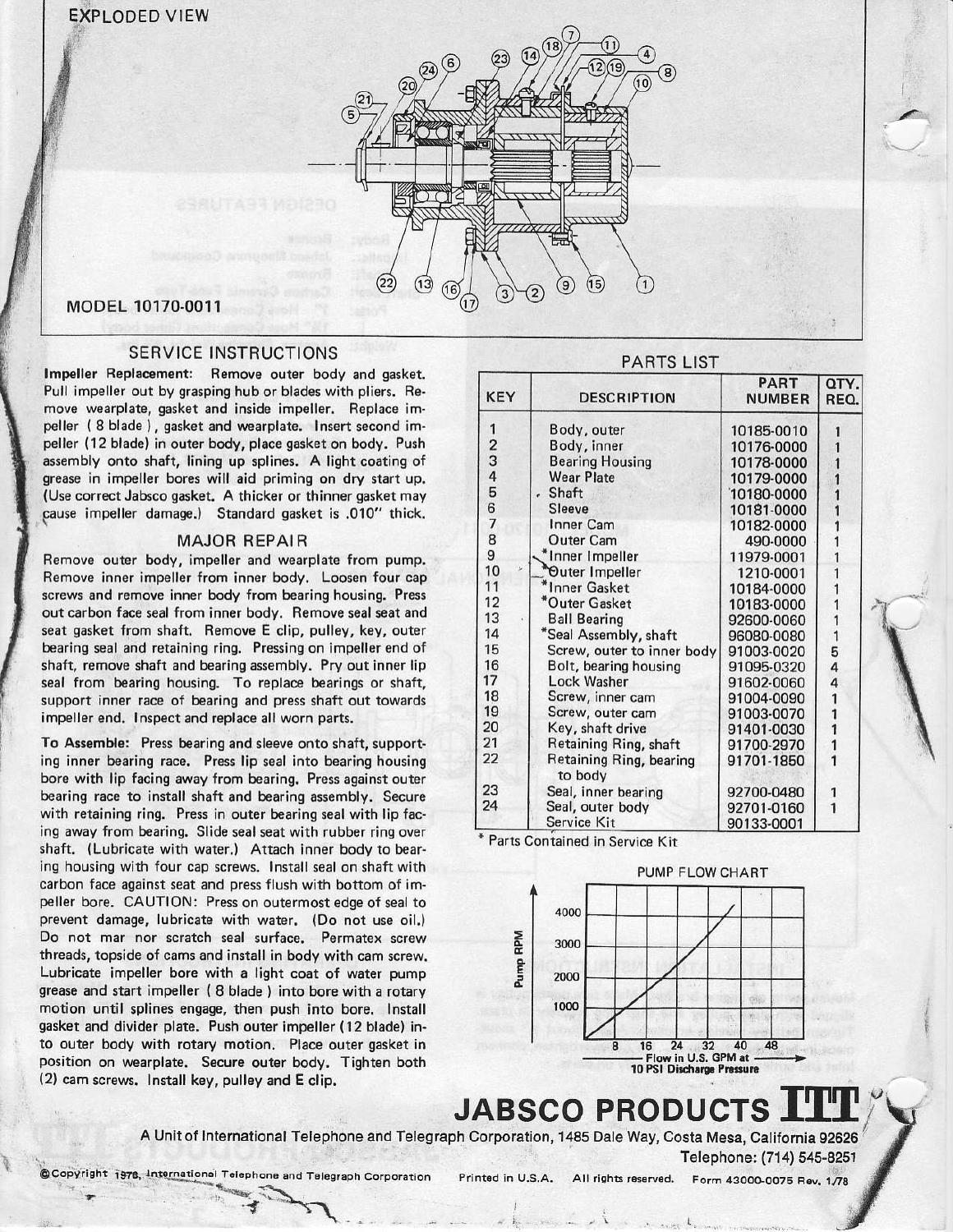## EXPLODED VIEW

MODEL 10170-0011

## SERVICE INSTRUCTIONS

**Impeller Replacement:** Remove outer body and gasket. Pull impeller out by grasping hub or blades with pliers. Remove wearplate, gasket and inside impeller. Replace impeller ( 8 blade ), gasket and wearplate. Insert second impeller (12 blade) in outer body, place gasket on body. Push assembly onto shaft, lining up splines. A light coating of grease in impeller bores will aid priming on dry start up. (Use correct Jabsco gasket. A thicker or thinner gasket may cause impeller damage.) Standard gasket is .010" thick.

### MAJOR REPAIR

Remove outer body, impeller and wearplate from pump. Remove inner impeller from inner body. Loosen four cap screws and remove inner body from bearing housing. Press out carbon face seal from inner body. Remove seal seat and seat gasket from shaft. Remove E clip, pulley, key, outer bearing seal and retaining ring. Pressing on impeller end of shaft, remove shaft and bearing assembly. Pry out inner lip seal from bearing housing. To replace bearings or shaft, support inner race of bearing and press shaft out towards impeller end. Inspect and replace all worn parts.

**To Assemble:** Press bearing and sleeve onto shaft, supporting inner bearing race. Press lip seal into bearing housing bore with lip facing away from bearing. Press against outer bearing race to install shaft and bearing assembly. Secure with retaining ring. Press in outer bearing seal with lip facing away from bearing. Slide seal seat with rubber ring over shaft. (Lubricate with water.) Attach inner body to bearing housing with four cap screws. Install seal on shaft with carbon face against seat and press flush with bottom of impeller bore. CAUTION: Press on outermost edge of seal to prevent damage, lubricate with water. (Do not use oil.) Do not mar nor scratch seal surface. Permatex screw threads, topside of cams and install in body with cam screw. Lubricate impeller bore with a light coat of water pump grease and start impeller ( 8 blade ) into bore with a rotary motion until splines engage, then push into bore. Install gasket and divider plate. Push outer impeller (12 blade) into outer body with rotary motion. Place outer gasket in position on wearplate. Secure outer body. Tighten both (2) cam screws. Install key, pulley and E clip.

## PARTS LIST

| KEY | DESCRIPTION | PART NUMBER | QTY. REQ. |
|---|---|---|---|
| 1 | Body, outer | 10185-0010 | 1 |
| 2 | Body, inner | 10176-0000 | 1 |
| 3 | Bearing Housing | 10178-0000 | 1 |
| 4 | Wear Plate | 10179-0000 | 1 |
| 5 | Shaft | 10180-0000 | 1 |
| 6 | Sleeve | 10181-0000 | 1 |
| 7 | Inner Cam | 10182-0000 | 1 |
| 8 | Outer Cam | 490-0000 | 1 |
| 9 | *Inner Impeller | 11979-0001 | 1 |
| 10 | *Outer Impeller | 1210-0001 | 1 |
| 11 | *Inner Gasket | 10184-0000 | 1 |
| 12 | *Outer Gasket | 10183-0000 | 1 |
| 13 | Ball Bearing | 92600-0060 | 1 |
| 14 | *Seal Assembly, shaft | 96080-0080 | 1 |
| 15 | Screw, outer to inner body | 91003-0020 | 5 |
| 16 | Bolt, bearing housing | 91095-0320 | 4 |
| 17 | Lock Washer | 91602-0060 | 4 |
| 18 | Screw, inner cam | 91004-0090 | 1 |
| 19 | Screw, outer cam | 91003-0070 | 1 |
| 20 | Key, shaft drive | 91401-0030 | 1 |
| 21 | Retaining Ring, shaft | 91700-2970 | 1 |
| 22 | Retaining Ring, bearing to body | 91701-1850 | 1 |
| 23 | Seal, inner bearing | 92700-0480 | 1 |
| 24 | Seal, outer body | 92701-0160 | 1 |
| | Service Kit | 90133-0001 | |

\* Parts Contained in Service Kit

PUMP FLOW CHART

Pump RPM

4000
3000
2000
1000

8 16 24 32 40 48

Flow in U.S. GPM at 10 PSI Discharge Pressure

**JABSCO PRODUCTS ITT**

A Unit of International Telephone and Telegraph Corporation, 1485 Dale Way, Costa Mesa, California 92626

Telephone: (714) 545-8251

©Copyright 1978, International Telephone and Telegraph Corporation Printed in U.S.A. All rights reserved. Form 43000-0075 Rev. 1/78